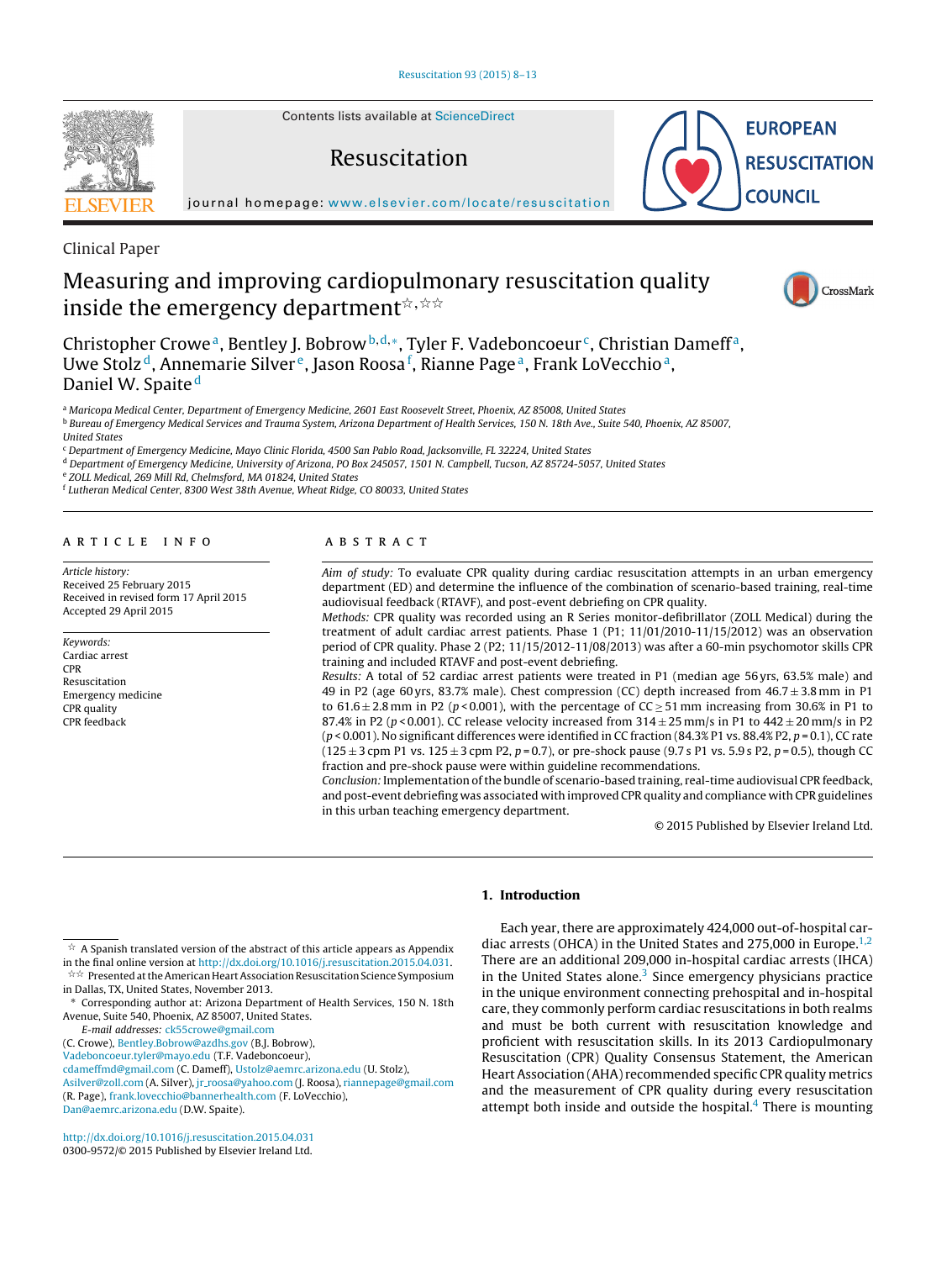Clinical Paper

# Measuring and improving cardiopulmonary resuscitation quality inside the emergency department[☆,☆☆]

Christopher Crowe[a], Bentley J. Bobrow[b,d,*], Tyler F. Vadeboncoeur[c], Christian Dameff[a], Uwe Stolz[d], Annemarie Silver[e], Jason Roosa[f], Rianne Page[a], Frank LoVecchio[a], Daniel W. Spaite[d]

[a] Maricopa Medical Center, Department of Emergency Medicine, 2601 East Roosevelt Street, Phoenix, AZ 85008, United States
[b] Bureau of Emergency Medical Services and Trauma System, Arizona Department of Health Services, 150 N. 18th Ave., Suite 540, Phoenix, AZ 85007, United States
[c] Department of Emergency Medicine, Mayo Clinic Florida, 4500 San Pablo Road, Jacksonville, FL 32224, United States
[d] Department of Emergency Medicine, University of Arizona, PO Box 245057, 1501 N. Campbell, Tucson, AZ 85724-5057, United States
[e] ZOLL Medical, 269 Mill Rd, Chelmsford, MA 01824, United States
[f] Lutheran Medical Center, 8300 West 38th Avenue, Wheat Ridge, CO 80033, United States

## ARTICLE INFO

*Article history:*
Received 25 February 2015
Received in revised form 17 April 2015
Accepted 29 April 2015

*Keywords:*
Cardiac arrest
CPR
Resuscitation
Emergency medicine
CPR quality
CPR feedback

## ABSTRACT

*Aim of study:* To evaluate CPR quality during cardiac resuscitation attempts in an urban emergency department (ED) and determine the influence of the combination of scenario-based training, real-time audiovisual feedback (RTAVF), and post-event debriefing on CPR quality.

*Methods:* CPR quality was recorded using an R Series monitor-defibrillator (ZOLL Medical) during the treatment of adult cardiac arrest patients. Phase 1 (P1; 11/01/2010-11/15/2012) was an observation period of CPR quality. Phase 2 (P2; 11/15/2012-11/08/2013) was after a 60-min psychomotor skills CPR training and included RTAVF and post-event debriefing.

*Results:* A total of 52 cardiac arrest patients were treated in P1 (median age 56 yrs, 63.5% male) and 49 in P2 (age 60 yrs, 83.7% male). Chest compression (CC) depth increased from $46.7 \pm 3.8$ mm in P1 to $61.6 \pm 2.8$ mm in P2 ($p < 0.001$), with the percentage of CC $\geq 51$ mm increasing from 30.6% in P1 to 87.4% in P2 ($p < 0.001$). CC release velocity increased from $314 \pm 25$ mm/s in P1 to $442 \pm 20$ mm/s in P2 ($p < 0.001$). No significant differences were identified in CC fraction (84.3% P1 vs. 88.4% P2, $p = 0.1$), CC rate ($125 \pm 3$ cpm P1 vs. $125 \pm 3$ cpm P2, $p = 0.7$), or pre-shock pause (9.7 s P1 vs. 5.9 s P2, $p = 0.5$), though CC fraction and pre-shock pause were within guideline recommendations.

*Conclusion:* Implementation of the bundle of scenario-based training, real-time audiovisual CPR feedback, and post-event debriefing was associated with improved CPR quality and compliance with CPR guidelines in this urban teaching emergency department.

© 2015 Published by Elsevier Ireland Ltd.

## 1. Introduction

Each year, there are approximately 424,000 out-of-hospital cardiac arrests (OHCA) in the United States and 275,000 in Europe.[1,2] There are an additional 209,000 in-hospital cardiac arrests (IHCA) in the United States alone.[3] Since emergency physicians practice in the unique environment connecting prehospital and in-hospital care, they commonly perform cardiac resuscitations in both realms and must be both current with resuscitation knowledge and proficient with resuscitation skills. In its 2013 Cardiopulmonary Resuscitation (CPR) Quality Consensus Statement, the American Heart Association (AHA) recommended specific CPR quality metrics and the measurement of CPR quality during every resuscitation attempt both inside and outside the hospital.[4] There is mounting

---

☆ A Spanish translated version of the abstract of this article appears as Appendix in the final online version at http://dx.doi.org/10.1016/j.resuscitation.2015.04.031.
☆☆ Presented at the American Heart Association Resuscitation Science Symposium in Dallas, TX, United States, November 2013.
* Corresponding author at: Arizona Department of Health Services, 150 N. 18th Avenue, Suite 540, Phoenix, AZ 85007, United States.
*E-mail addresses:* ck55crowe@gmail.com (C. Crowe), Bentley.Bobrow@azdhs.gov (B.J. Bobrow), Vadeboncoeur.tyler@mayo.edu (T.F. Vadeboncoeur), cdameffmd@gmail.com (C. Dameff), Ustolz@aemrc.arizona.edu (U. Stolz), Asilver@zoll.com (A. Silver), jr_roosa@yahoo.com (J. Roosa), riannepage@gmail.com (R. Page), frank.lovecchio@bannerhealth.com (F. LoVecchio), Dan@aemrc.arizona.edu (D.W. Spaite).

http://dx.doi.org/10.1016/j.resuscitation.2015.04.031
0300-9572/© 2015 Published by Elsevier Ireland Ltd.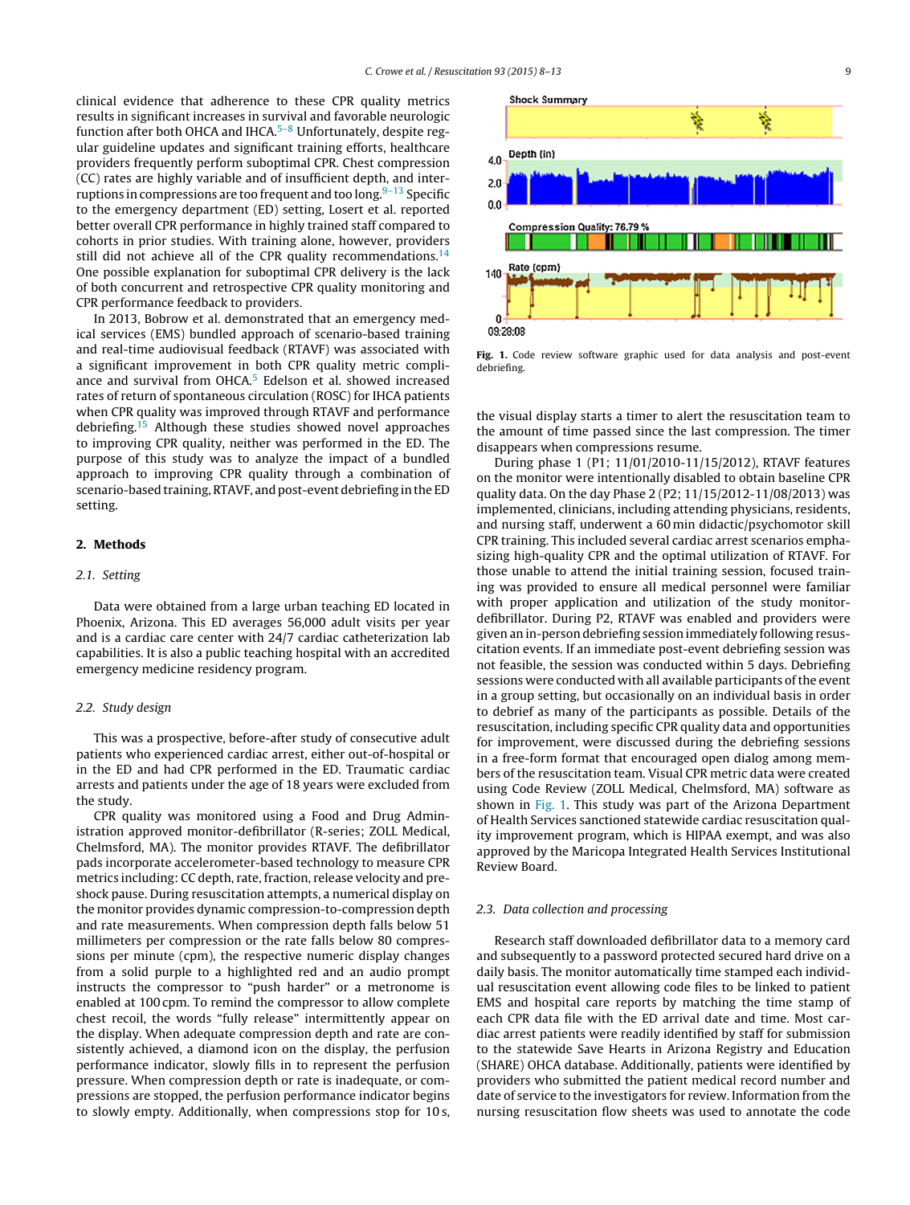clinical evidence that adherence to these CPR quality metrics results in significant increases in survival and favorable neurologic function after both OHCA and IHCA.[5–8] Unfortunately, despite regular guideline updates and significant training efforts, healthcare providers frequently perform suboptimal CPR. Chest compression (CC) rates are highly variable and of insufficient depth, and interruptions in compressions are too frequent and too long.[9–13] Specific to the emergency department (ED) setting, Losert et al. reported better overall CPR performance in highly trained staff compared to cohorts in prior studies. With training alone, however, providers still did not achieve all of the CPR quality recommendations.[14] One possible explanation for suboptimal CPR delivery is the lack of both concurrent and retrospective CPR quality monitoring and CPR performance feedback to providers.

In 2013, Bobrow et al. demonstrated that an emergency medical services (EMS) bundled approach of scenario-based training and real-time audiovisual feedback (RTAVF) was associated with a significant improvement in both CPR quality metric compliance and survival from OHCA.[5] Edelson et al. showed increased rates of return of spontaneous circulation (ROSC) for IHCA patients when CPR quality was improved through RTAVF and performance debriefing.[15] Although these studies showed novel approaches to improving CPR quality, neither was performed in the ED. The purpose of this study was to analyze the impact of a bundled approach to improving CPR quality through a combination of scenario-based training, RTAVF, and post-event debriefing in the ED setting.

## 2. Methods

### 2.1. Setting

Data were obtained from a large urban teaching ED located in Phoenix, Arizona. This ED averages 56,000 adult visits per year and is a cardiac care center with 24/7 cardiac catheterization lab capabilities. It is also a public teaching hospital with an accredited emergency medicine residency program.

### 2.2. Study design

This was a prospective, before-after study of consecutive adult patients who experienced cardiac arrest, either out-of-hospital or in the ED and had CPR performed in the ED. Traumatic cardiac arrests and patients under the age of 18 years were excluded from the study.

CPR quality was monitored using a Food and Drug Administration approved monitor-defibrillator (R-series; ZOLL Medical, Chelmsford, MA). The monitor provides RTAVF. The defibrillator pads incorporate accelerometer-based technology to measure CPR metrics including: CC depth, rate, fraction, release velocity and pre-shock pause. During resuscitation attempts, a numerical display on the monitor provides dynamic compression-to-compression depth and rate measurements. When compression depth falls below 51 millimeters per compression or the rate falls below 80 compressions per minute (cpm), the respective numeric display changes from a solid purple to a highlighted red and an audio prompt instructs the compressor to "push harder" or a metronome is enabled at 100 cpm. To remind the compressor to allow complete chest recoil, the words "fully release" intermittently appear on the display. When adequate compression depth and rate are consistently achieved, a diamond icon on the display, the perfusion performance indicator, slowly fills in to represent the perfusion pressure. When compression depth or rate is inadequate, or compressions are stopped, the perfusion performance indicator begins to slowly empty. Additionally, when compressions stop for 10 s, the visual display starts a timer to alert the resuscitation team to the amount of time passed since the last compression. The timer disappears when compressions resume.

During phase 1 (P1; 11/01/2010-11/15/2012), RTAVF features on the monitor were intentionally disabled to obtain baseline CPR quality data. On the day Phase 2 (P2; 11/15/2012-11/08/2013) was implemented, clinicians, including attending physicians, residents, and nursing staff, underwent a 60 min didactic/psychomotor skill CPR training. This included several cardiac arrest scenarios emphasizing high-quality CPR and the optimal utilization of RTAVF. For those unable to attend the initial training session, focused training was provided to ensure all medical personnel were familiar with proper application and utilization of the study monitor-defibrillator. During P2, RTAVF was enabled and providers were given an in-person debriefing session immediately following resuscitation events. If an immediate post-event debriefing session was not feasible, the session was conducted within 5 days. Debriefing sessions were conducted with all available participants of the event in a group setting, but occasionally on an individual basis in order to debrief as many of the participants as possible. Details of the resuscitation, including specific CPR quality data and opportunities for improvement, were discussed during the debriefing sessions in a free-form format that encouraged open dialog among members of the resuscitation team. Visual CPR metric data were created using Code Review (ZOLL Medical, Chelmsford, MA) software as shown in Fig. 1. This study was part of the Arizona Department of Health Services sanctioned statewide cardiac resuscitation quality improvement program, which is HIPAA exempt, and was also approved by the Maricopa Integrated Health Services Institutional Review Board.

Fig. 1. Code review software graphic used for data analysis and post-event debriefing.

### 2.3. Data collection and processing

Research staff downloaded defibrillator data to a memory card and subsequently to a password protected secured hard drive on a daily basis. The monitor automatically time stamped each individual resuscitation event allowing code files to be linked to patient EMS and hospital care reports by matching the time stamp of each CPR data file with the ED arrival date and time. Most cardiac arrest patients were readily identified by staff for submission to the statewide Save Hearts in Arizona Registry and Education (SHARE) OHCA database. Additionally, patients were identified by providers who submitted the patient medical record number and date of service to the investigators for review. Information from the nursing resuscitation flow sheets was used to annotate the code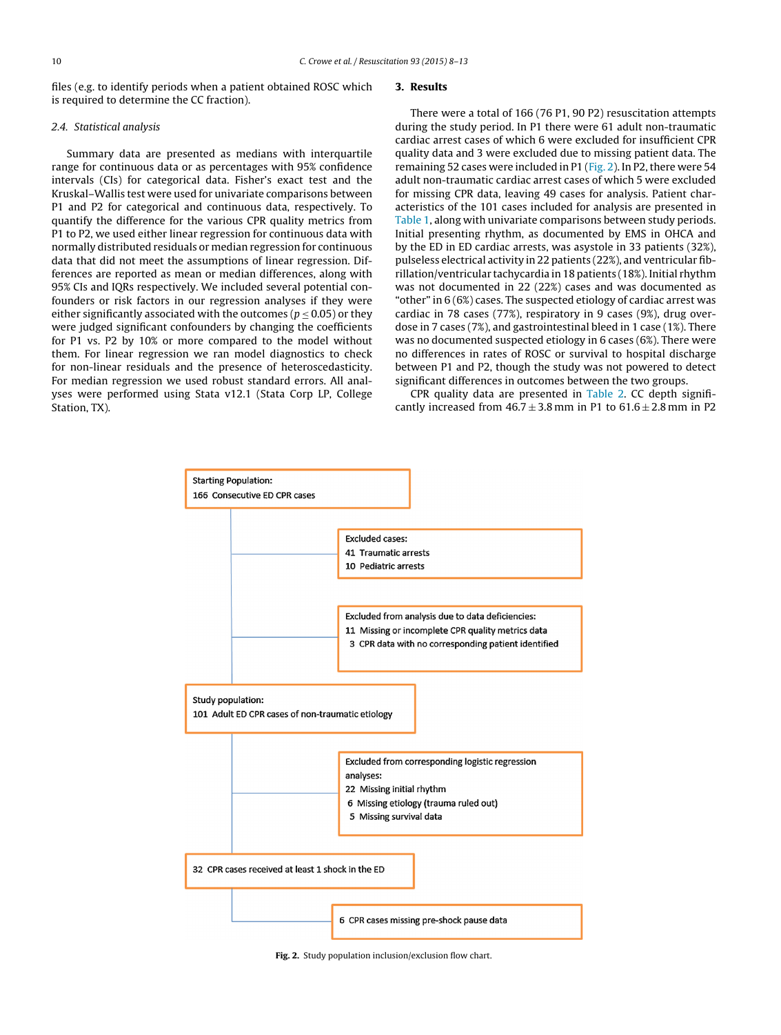files (e.g. to identify periods when a patient obtained ROSC which is required to determine the CC fraction).

### 2.4. Statistical analysis

Summary data are presented as medians with interquartile range for continuous data or as percentages with 95% confidence intervals (CIs) for categorical data. Fisher's exact test and the Kruskal–Wallis test were used for univariate comparisons between P1 and P2 for categorical and continuous data, respectively. To quantify the difference for the various CPR quality metrics from P1 to P2, we used either linear regression for continuous data with normally distributed residuals or median regression for continuous data that did not meet the assumptions of linear regression. Differences are reported as mean or median differences, along with 95% CIs and IQRs respectively. We included several potential confounders or risk factors in our regression analyses if they were either significantly associated with the outcomes ($p \leq 0.05$) or they were judged significant confounders by changing the coefficients for P1 vs. P2 by 10% or more compared to the model without them. For linear regression we ran model diagnostics to check for non-linear residuals and the presence of heteroscedasticity. For median regression we used robust standard errors. All analyses were performed using Stata v12.1 (Stata Corp LP, College Station, TX).

## 3. Results

There were a total of 166 (76 P1, 90 P2) resuscitation attempts during the study period. In P1 there were 61 adult non-traumatic cardiac arrest cases of which 6 were excluded for insufficient CPR quality data and 3 were excluded due to missing patient data. The remaining 52 cases were included in P1 (Fig. 2). In P2, there were 54 adult non-traumatic cardiac arrest cases of which 5 were excluded for missing CPR data, leaving 49 cases for analysis. Patient characteristics of the 101 cases included for analysis are presented in Table 1, along with univariate comparisons between study periods. Initial presenting rhythm, as documented by EMS in OHCA and by the ED in ED cardiac arrests, was asystole in 33 patients (32%), pulseless electrical activity in 22 patients (22%), and ventricular fibrillation/ventricular tachycardia in 18 patients (18%). Initial rhythm was not documented in 22 (22%) cases and was documented as "other" in 6 (6%) cases. The suspected etiology of cardiac arrest was cardiac in 78 cases (77%), respiratory in 9 cases (9%), drug overdose in 7 cases (7%), and gastrointestinal bleed in 1 case (1%). There was no documented suspected etiology in 6 cases (6%). There were no differences in rates of ROSC or survival to hospital discharge between P1 and P2, though the study was not powered to detect significant differences in outcomes between the two groups.

CPR quality data are presented in Table 2. CC depth significantly increased from $46.7 \pm 3.8$ mm in P1 to $61.6 \pm 2.8$ mm in P2

Starting Population:
166 Consecutive ED CPR cases

Excluded cases:
41 Traumatic arrests
10 Pediatric arrests

Excluded from analysis due to data deficiencies:
11 Missing or incomplete CPR quality metrics data
3 CPR data with no corresponding patient identified

Study population:
101 Adult ED CPR cases of non-traumatic etiology

Excluded from corresponding logistic regression analyses:
22 Missing initial rhythm
6 Missing etiology (trauma ruled out)
5 Missing survival data

32 CPR cases received at least 1 shock in the ED

6 CPR cases missing pre-shock pause data

**Fig. 2.** Study population inclusion/exclusion flow chart.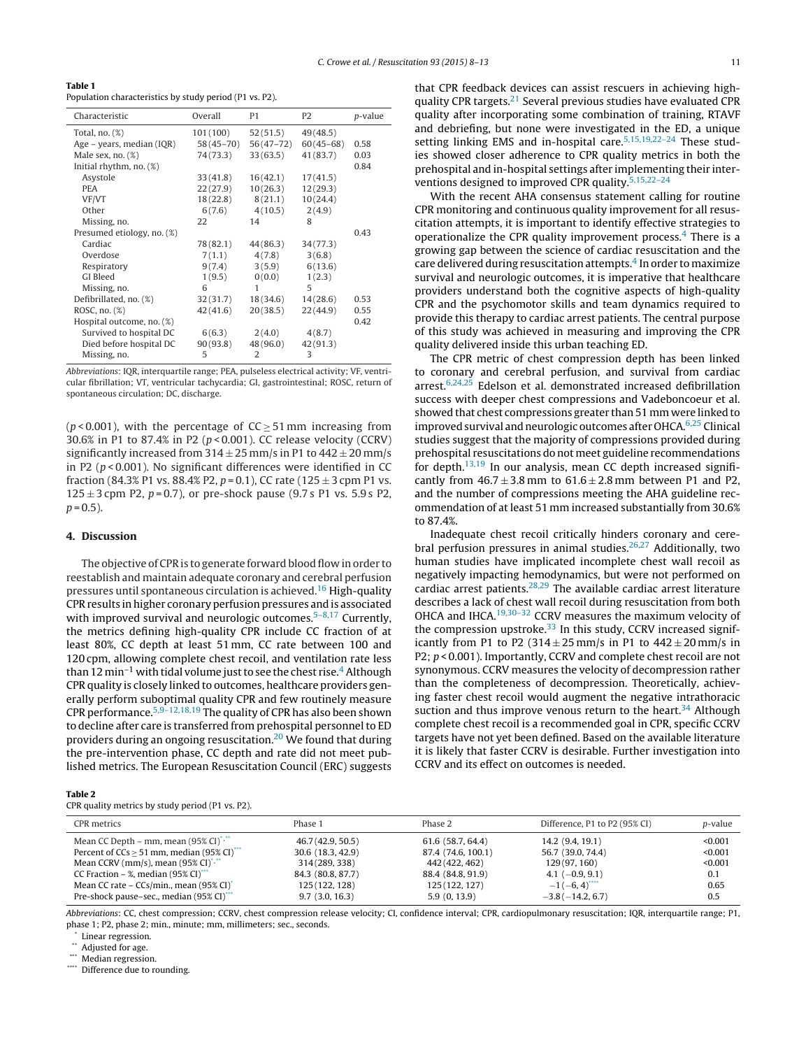**Table 1**
Population characteristics by study period (P1 vs. P2).

| Characteristic | Overall | P1 | P2 | *p*-value |
|---|---|---|---|---|
| Total, no. (%) | 101 (100) | 52 (51.5) | 49 (48.5) | |
| Age – years, median (IQR) | 58 (45–70) | 56 (47–72) | 60 (45–68) | 0.58 |
| Male sex, no. (%) | 74 (73.3) | 33 (63.5) | 41 (83.7) | 0.03 |
| Initial rhythm, no. (%) | | | | 0.84 |
| Asystole | 33 (41.8) | 16 (42.1) | 17 (41.5) | |
| PEA | 22 (27.9) | 10 (26.3) | 12 (29.3) | |
| VF/VT | 18 (22.8) | 8 (21.1) | 10 (24.4) | |
| Other | 6 (7.6) | 4 (10.5) | 2 (4.9) | |
| Missing, no. | 22 | 14 | 8 | |
| Presumed etiology, no. (%) | | | | 0.43 |
| Cardiac | 78 (82.1) | 44 (86.3) | 34 (77.3) | |
| Overdose | 7 (1.1) | 4 (7.8) | 3 (6.8) | |
| Respiratory | 9 (7.4) | 3 (5.9) | 6 (13.6) | |
| GI Bleed | 1 (9.5) | 0 (0.0) | 1 (2.3) | |
| Missing, no. | 6 | 1 | 5 | |
| Defibrillated, no. (%) | 32 (31.7) | 18 (34.6) | 14 (28.6) | 0.53 |
| ROSC, no. (%) | 42 (41.6) | 20 (38.5) | 22 (44.9) | 0.55 |
| Hospital outcome, no. (%) | | | | 0.42 |
| Survived to hospital DC | 6 (6.3) | 2 (4.0) | 4 (8.7) | |
| Died before hospital DC | 90 (93.8) | 48 (96.0) | 42 (91.3) | |
| Missing, no. | 5 | 2 | 3 | |

*Abbreviations*: IQR, interquartile range; PEA, pulseless electrical activity; VF, ventricular fibrillation; VT, ventricular tachycardia; GI, gastrointestinal; ROSC, return of spontaneous circulation; DC, discharge.

($p < 0.001$), with the percentage of CC ≥ 51 mm increasing from 30.6% in P1 to 87.4% in P2 ($p < 0.001$). CC release velocity (CCRV) significantly increased from 314 ± 25 mm/s in P1 to 442 ± 20 mm/s in P2 ($p < 0.001$). No significant differences were identified in CC fraction (84.3% P1 vs. 88.4% P2, $p = 0.1$), CC rate (125 ± 3 cpm P1 vs. 125 ± 3 cpm P2, $p = 0.7$), or pre-shock pause (9.7 s P1 vs. 5.9 s P2, $p = 0.5$).

## 4. Discussion

The objective of CPR is to generate forward blood flow in order to reestablish and maintain adequate coronary and cerebral perfusion pressures until spontaneous circulation is achieved.[16] High-quality CPR results in higher coronary perfusion pressures and is associated with improved survival and neurologic outcomes.[5–8,17] Currently, the metrics defining high-quality CPR include CC fraction of at least 80%, CC depth at least 51 mm, CC rate between 100 and 120 cpm, allowing complete chest recoil, and ventilation rate less than 12 $\text{min}^{-1}$ with tidal volume just to see the chest rise.[4] Although CPR quality is closely linked to outcomes, healthcare providers generally perform suboptimal quality CPR and few routinely measure CPR performance.[5,9–12,18,19] The quality of CPR has also been shown to decline after care is transferred from prehospital personnel to ED providers during an ongoing resuscitation.[20] We found that during the pre-intervention phase, CC depth and rate did not meet published metrics. The European Resuscitation Council (ERC) suggests that CPR feedback devices can assist rescuers in achieving high-quality CPR targets.[21] Several previous studies have evaluated CPR quality after incorporating some combination of training, RTAVF and debriefing, but none were investigated in the ED, a unique setting linking EMS and in-hospital care.[5,15,19,22–24] These studies showed closer adherence to CPR quality metrics in both the prehospital and in-hospital settings after implementing their interventions designed to improved CPR quality.[5,15,22–24]

With the recent AHA consensus statement calling for routine CPR monitoring and continuous quality improvement for all resuscitation attempts, it is important to identify effective strategies to operationalize the CPR quality improvement process.[4] There is a growing gap between the science of cardiac resuscitation and the care delivered during resuscitation attempts.[4] In order to maximize survival and neurologic outcomes, it is imperative that healthcare providers understand both the cognitive aspects of high-quality CPR and the psychomotor skills and team dynamics required to provide this therapy to cardiac arrest patients. The central purpose of this study was achieved in measuring and improving the CPR quality delivered inside this urban teaching ED.

The CPR metric of chest compression depth has been linked to coronary and cerebral perfusion, and survival from cardiac arrest.[6,24,25] Edelson et al. demonstrated increased defibrillation success with deeper chest compressions and Vadeboncoeur et al. showed that chest compressions greater than 51 mm were linked to improved survival and neurologic outcomes after OHCA.[6,25] Clinical studies suggest that the majority of compressions provided during prehospital resuscitations do not meet guideline recommendations for depth.[13,19] In our analysis, mean CC depth increased significantly from 46.7 ± 3.8 mm to 61.6 ± 2.8 mm between P1 and P2, and the number of compressions meeting the AHA guideline recommendation of at least 51 mm increased substantially from 30.6% to 87.4%.

Inadequate chest recoil critically hinders coronary and cerebral perfusion pressures in animal studies.[26,27] Additionally, two human studies have implicated incomplete chest wall recoil as negatively impacting hemodynamics, but were not performed on cardiac arrest patients.[28,29] The available cardiac arrest literature describes a lack of chest wall recoil during resuscitation from both OHCA and IHCA.[19,30–32] CCRV measures the maximum velocity of the compression upstroke.[33] In this study, CCRV increased significantly from P1 to P2 (314 ± 25 mm/s in P1 to 442 ± 20 mm/s in P2; $p < 0.001$). Importantly, CCRV and complete chest recoil are not synonymous. CCRV measures the velocity of decompression rather than the completeness of decompression. Theoretically, achieving faster chest recoil would augment the negative intrathoracic suction and thus improve venous return to the heart.[34] Although complete chest recoil is a recommended goal in CPR, specific CCRV targets have not yet been defined. Based on the available literature it is likely that faster CCRV is desirable. Further investigation into CCRV and its effect on outcomes is needed.

**Table 2**
CPR quality metrics by study period (P1 vs. P2).

| CPR metrics | Phase 1 | Phase 2 | Difference, P1 to P2 (95% CI) | *p*-value |
|---|---|---|---|---|
| Mean CC Depth – mm, mean (95% CI)[*,**] | 46.7 (42.9, 50.5) | 61.6 (58.7, 64.4) | 14.2 (9.4, 19.1) | <0.001 |
| Percent of CCs ≥ 51 mm, median (95% CI)[***] | 30.6 (18.3, 42.9) | 87.4 (74.6, 100.1) | 56.7 (39.0, 74.4) | <0.001 |
| Mean CCRV (mm/s), mean (95% CI)[*,**] | 314 (289, 338) | 442 (422, 462) | 129 (97, 160) | <0.001 |
| CC Fraction – %, median (95% CI)[***] | 84.3 (80.8, 87.7) | 88.4 (84.8, 91.9) | 4.1 (−0.9, 9.1) | 0.1 |
| Mean CC rate – CCs/min., mean (95% CI)[*] | 125 (122, 128) | 125 (122, 127) | −1 (−6, 4)[****] | 0.65 |
| Pre-shock pause–sec., median (95% CI)[***] | 9.7 (3.0, 16.3) | 5.9 (0, 13.9) | −3.8 (−14.2, 6.7) | 0.5 |

*Abbreviations*: CC, chest compression; CCRV, chest compression release velocity; CI, confidence interval; CPR, cardiopulmonary resuscitation; IQR, interquartile range; P1, phase 1; P2, phase 2; min., minute; mm, millimeters; sec., seconds.

[*] Linear regression.
[**] Adjusted for age.
[***] Median regression.
[****] Difference due to rounding.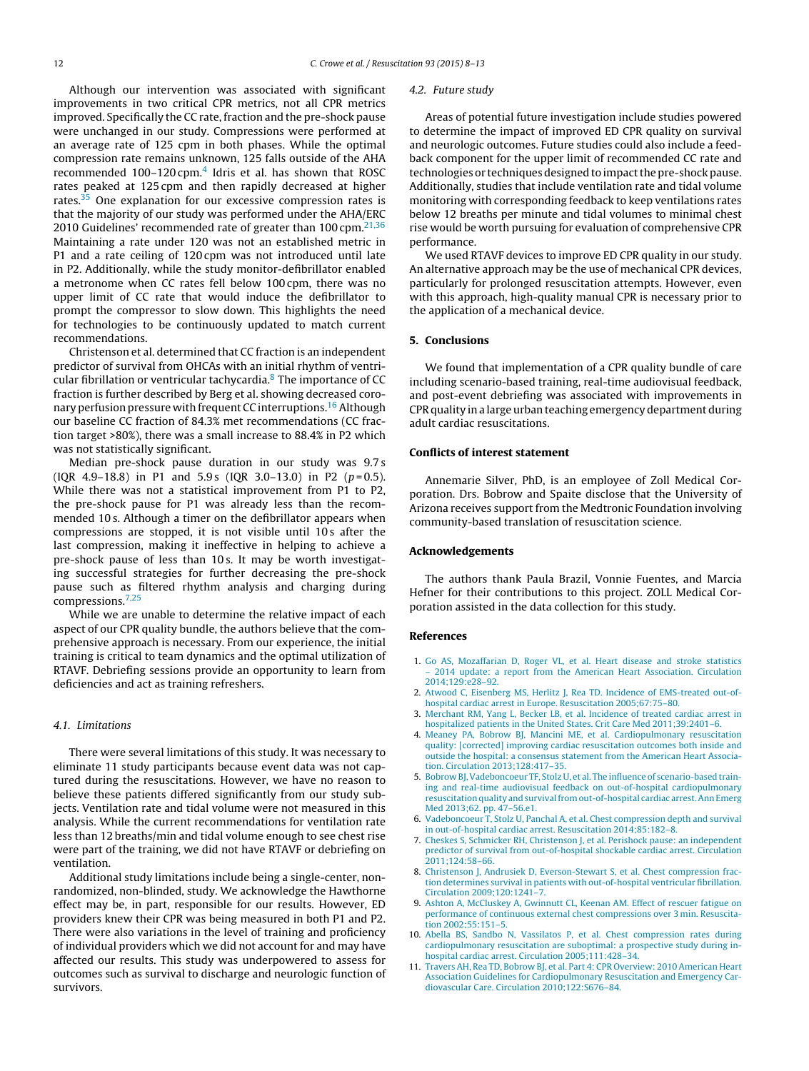Although our intervention was associated with significant improvements in two critical CPR metrics, not all CPR metrics improved. Specifically the CC rate, fraction and the pre-shock pause were unchanged in our study. Compressions were performed at an average rate of 125 cpm in both phases. While the optimal compression rate remains unknown, 125 falls outside of the AHA recommended 100–120 cpm.[4] Idris et al. has shown that ROSC rates peaked at 125 cpm and then rapidly decreased at higher rates.[35] One explanation for our excessive compression rates is that the majority of our study was performed under the AHA/ERC 2010 Guidelines' recommended rate of greater than 100 cpm.[21,36] Maintaining a rate under 120 was not an established metric in P1 and a rate ceiling of 120 cpm was not introduced until late in P2. Additionally, while the study monitor-defibrillator enabled a metronome when CC rates fell below 100 cpm, there was no upper limit of CC rate that would induce the defibrillator to prompt the compressor to slow down. This highlights the need for technologies to be continuously updated to match current recommendations.

Christenson et al. determined that CC fraction is an independent predictor of survival from OHCAs with an initial rhythm of ventricular fibrillation or ventricular tachycardia.[8] The importance of CC fraction is further described by Berg et al. showing decreased coronary perfusion pressure with frequent CC interruptions.[16] Although our baseline CC fraction of 84.3% met recommendations (CC fraction target >80%), there was a small increase to 88.4% in P2 which was not statistically significant.

Median pre-shock pause duration in our study was 9.7 s (IQR 4.9–18.8) in P1 and 5.9 s (IQR 3.0–13.0) in P2 ($p = 0.5$). While there was not a statistical improvement from P1 to P2, the pre-shock pause for P1 was already less than the recommended 10 s. Although a timer on the defibrillator appears when compressions are stopped, it is not visible until 10 s after the last compression, making it ineffective in helping to achieve a pre-shock pause of less than 10 s. It may be worth investigating successful strategies for further decreasing the pre-shock pause such as filtered rhythm analysis and charging during compressions.[7,25]

While we are unable to determine the relative impact of each aspect of our CPR quality bundle, the authors believe that the comprehensive approach is necessary. From our experience, the initial training is critical to team dynamics and the optimal utilization of RTAVF. Debriefing sessions provide an opportunity to learn from deficiencies and act as training refreshers.

### *4.1. Limitations*

There were several limitations of this study. It was necessary to eliminate 11 study participants because event data was not captured during the resuscitations. However, we have no reason to believe these patients differed significantly from our study subjects. Ventilation rate and tidal volume were not measured in this analysis. While the current recommendations for ventilation rate less than 12 breaths/min and tidal volume enough to see chest rise were part of the training, we did not have RTAVF or debriefing on ventilation.

Additional study limitations include being a single-center, non-randomized, non-blinded, study. We acknowledge the Hawthorne effect may be, in part, responsible for our results. However, ED providers knew their CPR was being measured in both P1 and P2. There were also variations in the level of training and proficiency of individual providers which we did not account for and may have affected our results. This study was underpowered to assess for outcomes such as survival to discharge and neurologic function of survivors.

### *4.2. Future study*

Areas of potential future investigation include studies powered to determine the impact of improved ED CPR quality on survival and neurologic outcomes. Future studies could also include a feedback component for the upper limit of recommended CC rate and technologies or techniques designed to impact the pre-shock pause. Additionally, studies that include ventilation rate and tidal volume monitoring with corresponding feedback to keep ventilations rates below 12 breaths per minute and tidal volumes to minimal chest rise would be worth pursuing for evaluation of comprehensive CPR performance.

We used RTAVF devices to improve ED CPR quality in our study. An alternative approach may be the use of mechanical CPR devices, particularly for prolonged resuscitation attempts. However, even with this approach, high-quality manual CPR is necessary prior to the application of a mechanical device.

## 5. Conclusions

We found that implementation of a CPR quality bundle of care including scenario-based training, real-time audiovisual feedback, and post-event debriefing was associated with improvements in CPR quality in a large urban teaching emergency department during adult cardiac resuscitations.

## Conflicts of interest statement

Annemarie Silver, PhD, is an employee of Zoll Medical Corporation. Drs. Bobrow and Spaite disclose that the University of Arizona receives support from the Medtronic Foundation involving community-based translation of resuscitation science.

## Acknowledgements

The authors thank Paula Brazil, Vonnie Fuentes, and Marcia Hefner for their contributions to this project. ZOLL Medical Corporation assisted in the data collection for this study.

## References

1. Go AS, Mozaffarian D, Roger VL, et al. Heart disease and stroke statistics – 2014 update: a report from the American Heart Association. Circulation 2014;129:e28–92.
2. Atwood C, Eisenberg MS, Herlitz J, Rea TD. Incidence of EMS-treated out-of-hospital cardiac arrest in Europe. Resuscitation 2005;67:75–80.
3. Merchant RM, Yang L, Becker LB, et al. Incidence of treated cardiac arrest in hospitalized patients in the United States. Crit Care Med 2011;39:2401–6.
4. Meaney PA, Bobrow BJ, Mancini ME, et al. Cardiopulmonary resuscitation quality: [corrected] improving cardiac resuscitation outcomes both inside and outside the hospital: a consensus statement from the American Heart Association. Circulation 2013;128:417–35.
5. Bobrow BJ, Vadeboncoeur TF, Stolz U, et al. The influence of scenario-based training and real-time audiovisual feedback on out-of-hospital cardiopulmonary resuscitation quality and survival from out-of-hospital cardiac arrest. Ann Emerg Med 2013;62. pp. 47–56.e1.
6. Vadeboncoeur T, Stolz U, Panchal A, et al. Chest compression depth and survival in out-of-hospital cardiac arrest. Resuscitation 2014;85:182–8.
7. Cheskes S, Schmicker RH, Christenson J, et al. Perishock pause: an independent predictor of survival from out-of-hospital shockable cardiac arrest. Circulation 2011;124:58–66.
8. Christenson J, Andrusiek D, Everson-Stewart S, et al. Chest compression fraction determines survival in patients with out-of-hospital ventricular fibrillation. Circulation 2009;120:1241–7.
9. Ashton A, McCluskey A, Gwinnutt CL, Keenan AM. Effect of rescuer fatigue on performance of continuous external chest compressions over 3 min. Resuscitation 2002;55:151–5.
10. Abella BS, Sandbo N, Vassilatos P, et al. Chest compression rates during cardiopulmonary resuscitation are suboptimal: a prospective study during in-hospital cardiac arrest. Circulation 2005;111:428–34.
11. Travers AH, Rea TD, Bobrow BJ, et al. Part 4: CPR Overview: 2010 American Heart Association Guidelines for Cardiopulmonary Resuscitation and Emergency Cardiovascular Care. Circulation 2010;122:S676–84.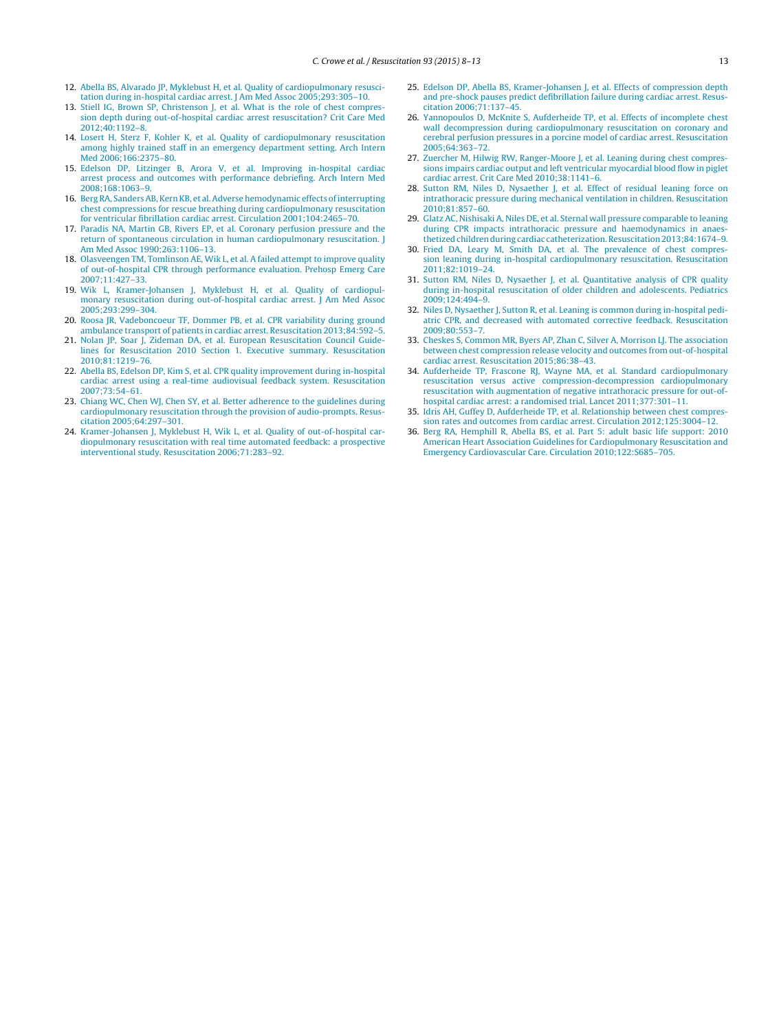12. Abella BS, Alvarado JP, Myklebust H, et al. Quality of cardiopulmonary resuscitation during in-hospital cardiac arrest. J Am Med Assoc 2005;293:305–10.
13. Stiell IG, Brown SP, Christenson J, et al. What is the role of chest compression depth during out-of-hospital cardiac arrest resuscitation? Crit Care Med 2012;40:1192–8.
14. Losert H, Sterz F, Kohler K, et al. Quality of cardiopulmonary resuscitation among highly trained staff in an emergency department setting. Arch Intern Med 2006;166:2375–80.
15. Edelson DP, Litzinger B, Arora V, et al. Improving in-hospital cardiac arrest process and outcomes with performance debriefing. Arch Intern Med 2008;168:1063–9.
16. Berg RA, Sanders AB, Kern KB, et al. Adverse hemodynamic effects of interrupting chest compressions for rescue breathing during cardiopulmonary resuscitation for ventricular fibrillation cardiac arrest. Circulation 2001;104:2465–70.
17. Paradis NA, Martin GB, Rivers EP, et al. Coronary perfusion pressure and the return of spontaneous circulation in human cardiopulmonary resuscitation. J Am Med Assoc 1990;263:1106–13.
18. Olasveengen TM, Tomlinson AE, Wik L, et al. A failed attempt to improve quality of out-of-hospital CPR through performance evaluation. Prehosp Emerg Care 2007;11:427–33.
19. Wik L, Kramer-Johansen J, Myklebust H, et al. Quality of cardiopulmonary resuscitation during out-of-hospital cardiac arrest. J Am Med Assoc 2005;293:299–304.
20. Roosa JR, Vadeboncoeur TF, Dommer PB, et al. CPR variability during ground ambulance transport of patients in cardiac arrest. Resuscitation 2013;84:592–5.
21. Nolan JP, Soar J, Zideman DA, et al. European Resuscitation Council Guidelines for Resuscitation 2010 Section 1. Executive summary. Resuscitation 2010;81:1219–76.
22. Abella BS, Edelson DP, Kim S, et al. CPR quality improvement during in-hospital cardiac arrest using a real-time audiovisual feedback system. Resuscitation 2007;73:54–61.
23. Chiang WC, Chen WJ, Chen SY, et al. Better adherence to the guidelines during cardiopulmonary resuscitation through the provision of audio-prompts. Resuscitation 2005;64:297–301.
24. Kramer-Johansen J, Myklebust H, Wik L, et al. Quality of out-of-hospital cardiopulmonary resuscitation with real time automated feedback: a prospective interventional study. Resuscitation 2006;71:283–92.
25. Edelson DP, Abella BS, Kramer-Johansen J, et al. Effects of compression depth and pre-shock pauses predict defibrillation failure during cardiac arrest. Resuscitation 2006;71:137–45.
26. Yannopoulos D, McKnite S, Aufderheide TP, et al. Effects of incomplete chest wall decompression during cardiopulmonary resuscitation on coronary and cerebral perfusion pressures in a porcine model of cardiac arrest. Resuscitation 2005;64:363–72.
27. Zuercher M, Hilwig RW, Ranger-Moore J, et al. Leaning during chest compressions impairs cardiac output and left ventricular myocardial blood flow in piglet cardiac arrest. Crit Care Med 2010;38:1141–6.
28. Sutton RM, Niles D, Nysaether J, et al. Effect of residual leaning force on intrathoracic pressure during mechanical ventilation in children. Resuscitation 2010;81:857–60.
29. Glatz AC, Nishisaki A, Niles DE, et al. Sternal wall pressure comparable to leaning during CPR impacts intrathoracic pressure and haemodynamics in anaesthetized children during cardiac catheterization. Resuscitation 2013;84:1674–9.
30. Fried DA, Leary M, Smith DA, et al. The prevalence of chest compression leaning during in-hospital cardiopulmonary resuscitation. Resuscitation 2011;82:1019–24.
31. Sutton RM, Niles D, Nysaether J, et al. Quantitative analysis of CPR quality during in-hospital resuscitation of older children and adolescents. Pediatrics 2009;124:494–9.
32. Niles D, Nysaether J, Sutton R, et al. Leaning is common during in-hospital pediatric CPR, and decreased with automated corrective feedback. Resuscitation 2009;80:553–7.
33. Cheskes S, Common MR, Byers AP, Zhan C, Silver A, Morrison LJ. The association between chest compression release velocity and outcomes from out-of-hospital cardiac arrest. Resuscitation 2015;86:38–43.
34. Aufderheide TP, Frascone RJ, Wayne MA, et al. Standard cardiopulmonary resuscitation versus active compression-decompression cardiopulmonary resuscitation with augmentation of negative intrathoracic pressure for out-of-hospital cardiac arrest: a randomised trial. Lancet 2011;377:301–11.
35. Idris AH, Guffey D, Aufderheide TP, et al. Relationship between chest compression rates and outcomes from cardiac arrest. Circulation 2012;125:3004–12.
36. Berg RA, Hemphill R, Abella BS, et al. Part 5: adult basic life support: 2010 American Heart Association Guidelines for Cardiopulmonary Resuscitation and Emergency Cardiovascular Care. Circulation 2010;122:S685–705.